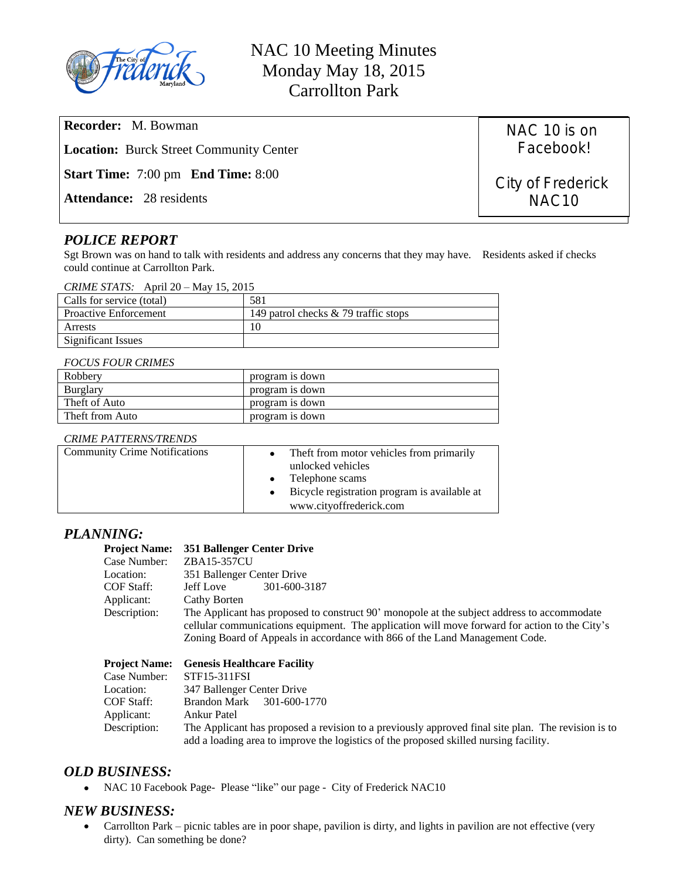# NAC 10 Meeting Minutes
## Monday May 18, 2015
## Carrollton Park

**Recorder:** M. Bowman

**Location:** Burck Street Community Center

**Start Time:** 7:00 pm **End Time:** 8:00

**Attendance:** 28 residents

NAC 10 is on Facebook!

City of Frederick NAC10

## *POLICE REPORT*

Sgt Brown was on hand to talk with residents and address any concerns that they may have. Residents asked if checks could continue at Carrollton Park.

*CRIME STATS:* April 20 – May 15, 2015

| | |
|---|---|
| Calls for service (total) | 581 |
| Proactive Enforcement | 149 patrol checks & 79 traffic stops |
| Arrests | 10 |
| Significant Issues | |

*FOCUS FOUR CRIMES*

| | |
|---|---|
| Robbery | program is down |
| Burglary | program is down |
| Theft of Auto | program is down |
| Theft from Auto | program is down |

*CRIME PATTERNS/TRENDS*

| | |
|---|---|
| Community Crime Notifications | • Theft from motor vehicles from primarily unlocked vehicles<br>• Telephone scams<br>• Bicycle registration program is available at www.cityoffrederick.com |

## *PLANNING:*

**Project Name:** **351 Ballenger Center Drive**
Case Number: ZBA15-357CU
Location: 351 Ballenger Center Drive
COF Staff: Jeff Love 301-600-3187
Applicant: Cathy Borten
Description: The Applicant has proposed to construct 90' monopole at the subject address to accommodate cellular communications equipment. The application will move forward for action to the City's Zoning Board of Appeals in accordance with 866 of the Land Management Code.

**Project Name:** **Genesis Healthcare Facility**
Case Number: STF15-311FSI
Location: 347 Ballenger Center Drive
COF Staff: Brandon Mark 301-600-1770
Applicant: Ankur Patel
Description: The Applicant has proposed a revision to a previously approved final site plan. The revision is to add a loading area to improve the logistics of the proposed skilled nursing facility.

## *OLD BUSINESS:*

- NAC 10 Facebook Page- Please "like" our page - City of Frederick NAC10

## *NEW BUSINESS:*

- Carrollton Park – picnic tables are in poor shape, pavilion is dirty, and lights in pavilion are not effective (very dirty). Can something be done?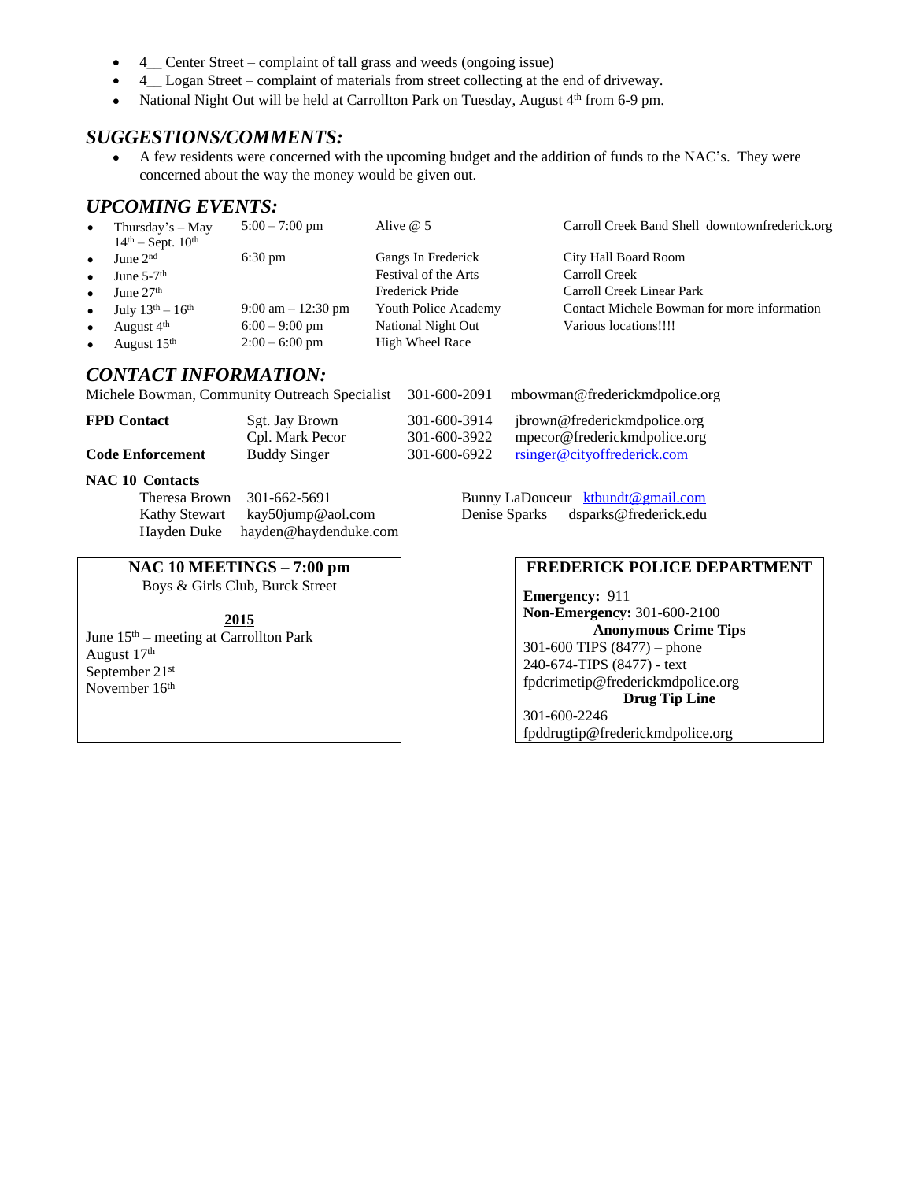- 4__ Center Street – complaint of tall grass and weeds (ongoing issue)
- 4__ Logan Street – complaint of materials from street collecting at the end of driveway.
- National Night Out will be held at Carrollton Park on Tuesday, August 4th from 6-9 pm.

## *SUGGESTIONS/COMMENTS:*

- A few residents were concerned with the upcoming budget and the addition of funds to the NAC's. They were concerned about the way the money would be given out.

## *UPCOMING EVENTS:*

| | | | |
|---|---|---|---|
| Thursday's – May 14th – Sept. 10th | 5:00 – 7:00 pm | Alive @ 5 | Carroll Creek Band Shell downtownfrederick.org |
| June 2nd | 6:30 pm | Gangs In Frederick | City Hall Board Room |
| June 5-7th | | Festival of the Arts | Carroll Creek |
| June 27th | | Frederick Pride | Carroll Creek Linear Park |
| July 13th – 16th | 9:00 am – 12:30 pm | Youth Police Academy | Contact Michele Bowman for more information |
| August 4th | 6:00 – 9:00 pm | National Night Out | Various locations!!!! |
| August 15th | 2:00 – 6:00 pm | High Wheel Race | |

## *CONTACT INFORMATION:*

Michele Bowman, Community Outreach Specialist 301-600-2091 mbowman@frederickmdpolice.org

| | | | |
|---|---|---|---|
| **FPD Contact** | Sgt. Jay Brown | 301-600-3914 | jbrown@frederickmdpolice.org |
| | Cpl. Mark Pecor | 301-600-3922 | mpecor@frederickmdpolice.org |
| **Code Enforcement** | Buddy Singer | 301-600-6922 | rsinger@cityoffrederick.com |

**NAC 10 Contacts**

| | | | |
|---|---|---|---|
| Theresa Brown | 301-662-5691 | Bunny LaDouceur | ktbundt@gmail.com |
| Kathy Stewart | kay50jump@aol.com | Denise Sparks | dsparks@frederick.edu |
| Hayden Duke | hayden@haydenduke.com | | |

**NAC 10 MEETINGS – 7:00 pm**

Boys & Girls Club, Burck Street

**2015**

June 15th – meeting at Carrollton Park
August 17th
September 21st
November 16th

**FREDERICK POLICE DEPARTMENT**

**Emergency:** 911
**Non-Emergency:** 301-600-2100

**Anonymous Crime Tips**

301-600 TIPS (8477) – phone
240-674-TIPS (8477) - text
fpdcrimetip@frederickmdpolice.org

**Drug Tip Line**

301-600-2246
fpddrugtip@frederickmdpolice.org